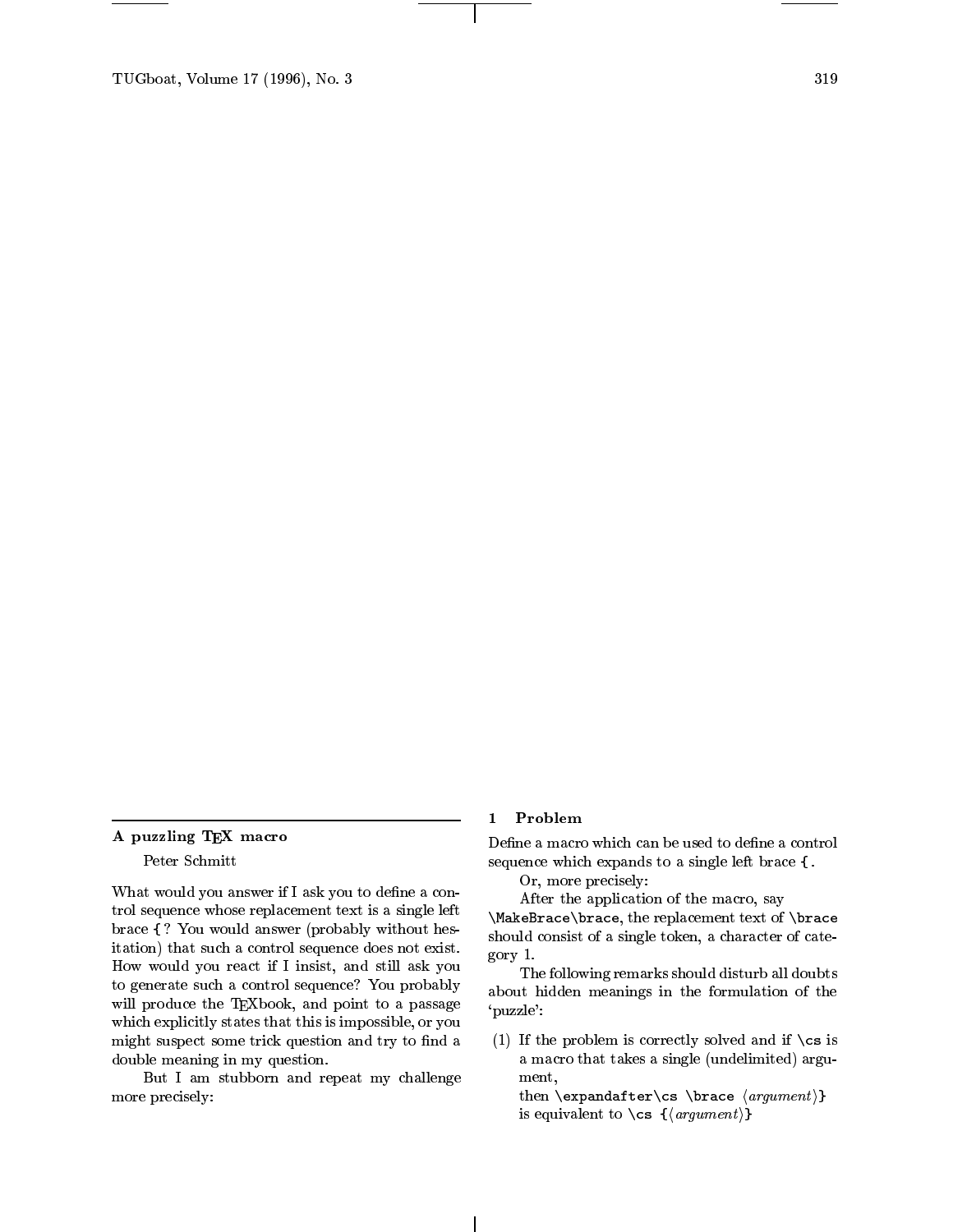## A puzzling TEX macro

Peter Schmitt

What would you answer if I ask you to define a control sequence whose replacement text is a single left brace `{`? You would answer (probably without hesitation) that such a control sequence does not exist. How would you react if I insist, and still ask you to generate such a control sequence? You probably will produce the TEXbook, and point to a passage which explicitly states that this is impossible, or you might suspect some trick question and try to find a double meaning in my question.

But I am stubborn and repeat my challenge more precisely:

### 1 Problem

Define a macro which can be used to define a control sequence which expands to a single left brace `{`.

Or, more precisely:

After the application of the macro, say `\MakeBrace\brace`, the replacement text of `\brace` should consist of a single token, a character of category 1.

The following remarks should disturb all doubts about hidden meanings in the formulation of the 'puzzle':

(1) If the problem is correctly solved and if `\cs` is a macro that takes a single (undelimited) argument,
then `\expandafter\cs \brace` ⟨*argument*⟩`}`
is equivalent to `\cs {`⟨*argument*⟩`}`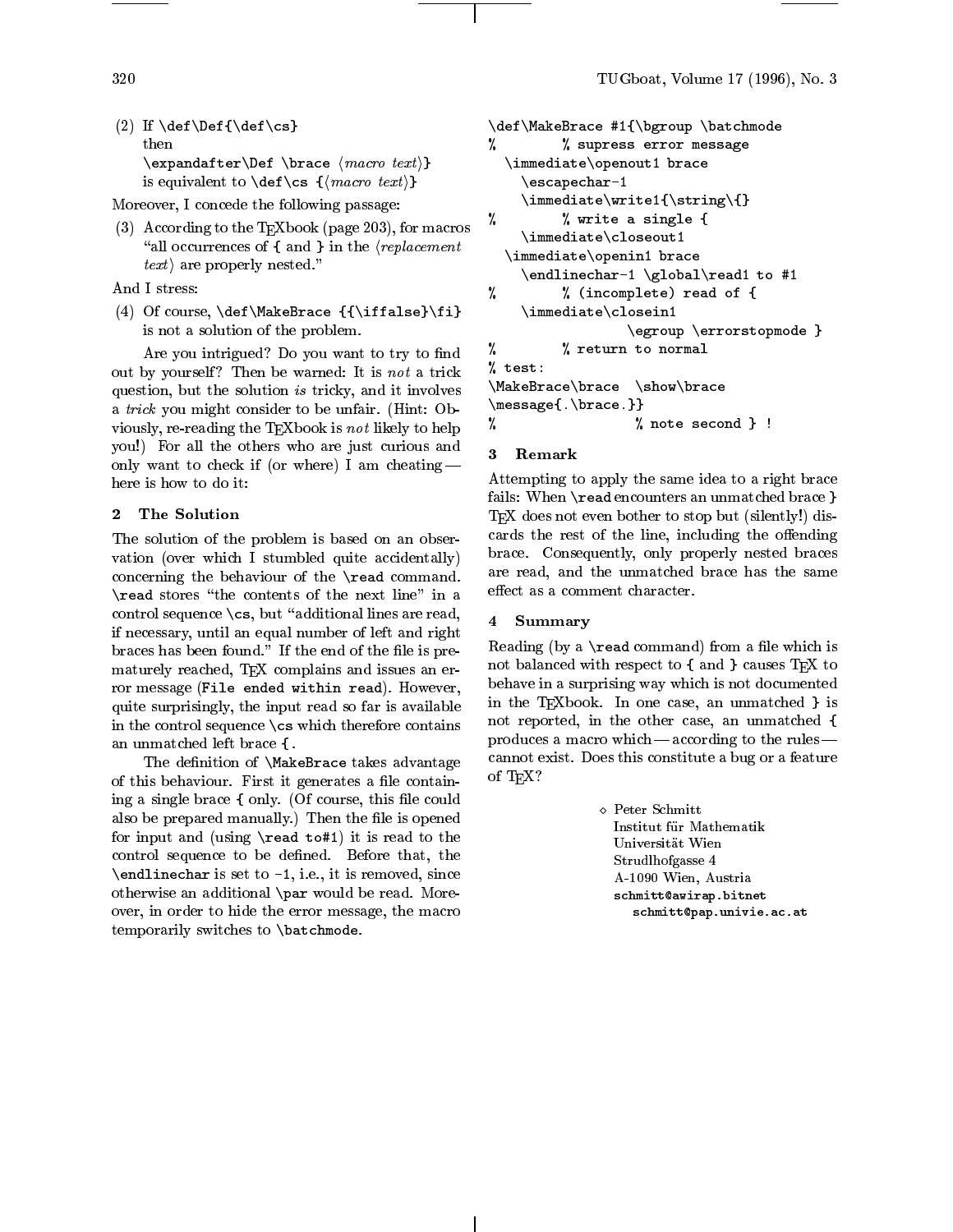(2) If `\def\Def{\def\cs}`
then
`\expandafter\Def \brace` ⟨*macro text*⟩`}`
is equivalent to `\def\cs {`⟨*macro text*⟩`}`

Moreover, I concede the following passage:

(3) According to the TEXbook (page 203), for macros "all occurrences of `{` and `}` in the ⟨*replacement text*⟩ are properly nested."

And I stress:

(4) Of course, `\def\MakeBrace {{\iffalse}\fi}` is not a solution of the problem.

Are you intrigued? Do you want to try to find out by yourself? Then be warned: It is *not* a trick question, but the solution *is* tricky, and it involves a *trick* you might consider to be unfair. (Hint: Obviously, re-reading the TEXbook is *not* likely to help you!) For all the others who are just curious and only want to check if (or where) I am cheating — here is how to do it:

## 2 The Solution

The solution of the problem is based on an observation (over which I stumbled quite accidentally) concerning the behaviour of the `\read` command. `\read` stores "the contents of the next line" in a control sequence `\cs`, but "additional lines are read, if necessary, until an equal number of left and right braces has been found." If the end of the file is prematurely reached, TEX complains and issues an error message (`File ended within read`). However, quite surprisingly, the input read so far is available in the control sequence `\cs` which therefore contains an unmatched left brace `{`.

The definition of `\MakeBrace` takes advantage of this behaviour. First it generates a file containing a single brace `{` only. (Of course, this file could also be prepared manually.) Then the file is opened for input and (using `\read to#1`) it is read to the control sequence to be defined. Before that, the `\endlinechar` is set to `-1`, i.e., it is removed, since otherwise an additional `\par` would be read. Moreover, in order to hide the error message, the macro temporarily switches to `\batchmode`.

```
\def\MakeBrace #1{\bgroup \batchmode
%        % supress error message
  \immediate\openout1 brace
    \escapechar-1
    \immediate\write1{\string\{}
%        % write a single {
    \immediate\closeout1
  \immediate\openin1 brace
    \endlinechar-1 \global\read1 to #1
%        % (incomplete) read of {
    \immediate\closein1
                \egroup \errorstopmode }
%        % return to normal
% test:
\MakeBrace\brace  \show\brace
\message{.\brace.}}
%                  % note second } !
```

## 3 Remark

Attempting to apply the same idea to a right brace fails: When `\read` encounters an unmatched brace `}` TEX does not even bother to stop but (silently!) discards the rest of the line, including the offending brace. Consequently, only properly nested braces are read, and the unmatched brace has the same effect as a comment character.

## 4 Summary

Reading (by a `\read` command) from a file which is not balanced with respect to `{` and `}` causes TEX to behave in a surprising way which is not documented in the TEXbook. In one case, an unmatched `}` is not reported, in the other case, an unmatched `{` produces a macro which — according to the rules — cannot exist. Does this constitute a bug or a feature of TEX?

◇ Peter Schmitt
Institut für Mathematik
Universität Wien
Strudlhofgasse 4
A-1090 Wien, Austria
`schmitt@awirap.bitnet`
`schmitt@pap.univie.ac.at`